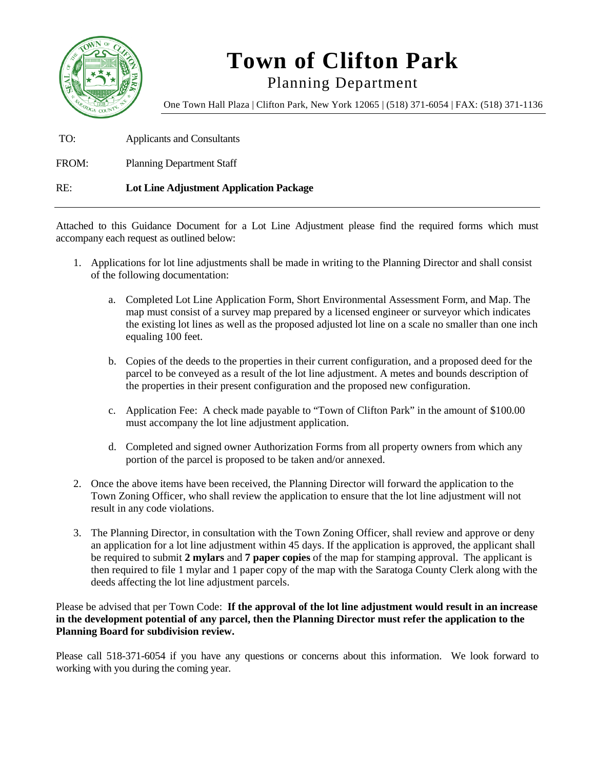# Town of Clifton Park

## Planning Department

One Town Hall Plaza | Clifton Park, New York 12065 | (518) 371-6054 | FAX: (518) 371-1136

TO: Applicants and Consultants

FROM: Planning Department Staff

RE: **Lot Line Adjustment Application Package**

---

Attached to this Guidance Document for a Lot Line Adjustment please find the required forms which must accompany each request as outlined below:

1. Applications for lot line adjustments shall be made in writing to the Planning Director and shall consist of the following documentation:

   a. Completed Lot Line Application Form, Short Environmental Assessment Form, and Map. The map must consist of a survey map prepared by a licensed engineer or surveyor which indicates the existing lot lines as well as the proposed adjusted lot line on a scale no smaller than one inch equaling 100 feet.

   b. Copies of the deeds to the properties in their current configuration, and a proposed deed for the parcel to be conveyed as a result of the lot line adjustment. A metes and bounds description of the properties in their present configuration and the proposed new configuration.

   c. Application Fee: A check made payable to "Town of Clifton Park" in the amount of $100.00 must accompany the lot line adjustment application.

   d. Completed and signed owner Authorization Forms from all property owners from which any portion of the parcel is proposed to be taken and/or annexed.

2. Once the above items have been received, the Planning Director will forward the application to the Town Zoning Officer, who shall review the application to ensure that the lot line adjustment will not result in any code violations.

3. The Planning Director, in consultation with the Town Zoning Officer, shall review and approve or deny an application for a lot line adjustment within 45 days. If the application is approved, the applicant shall be required to submit **2 mylars** and **7 paper copies** of the map for stamping approval. The applicant is then required to file 1 mylar and 1 paper copy of the map with the Saratoga County Clerk along with the deeds affecting the lot line adjustment parcels.

Please be advised that per Town Code: **If the approval of the lot line adjustment would result in an increase in the development potential of any parcel, then the Planning Director must refer the application to the Planning Board for subdivision review.**

Please call 518-371-6054 if you have any questions or concerns about this information. We look forward to working with you during the coming year.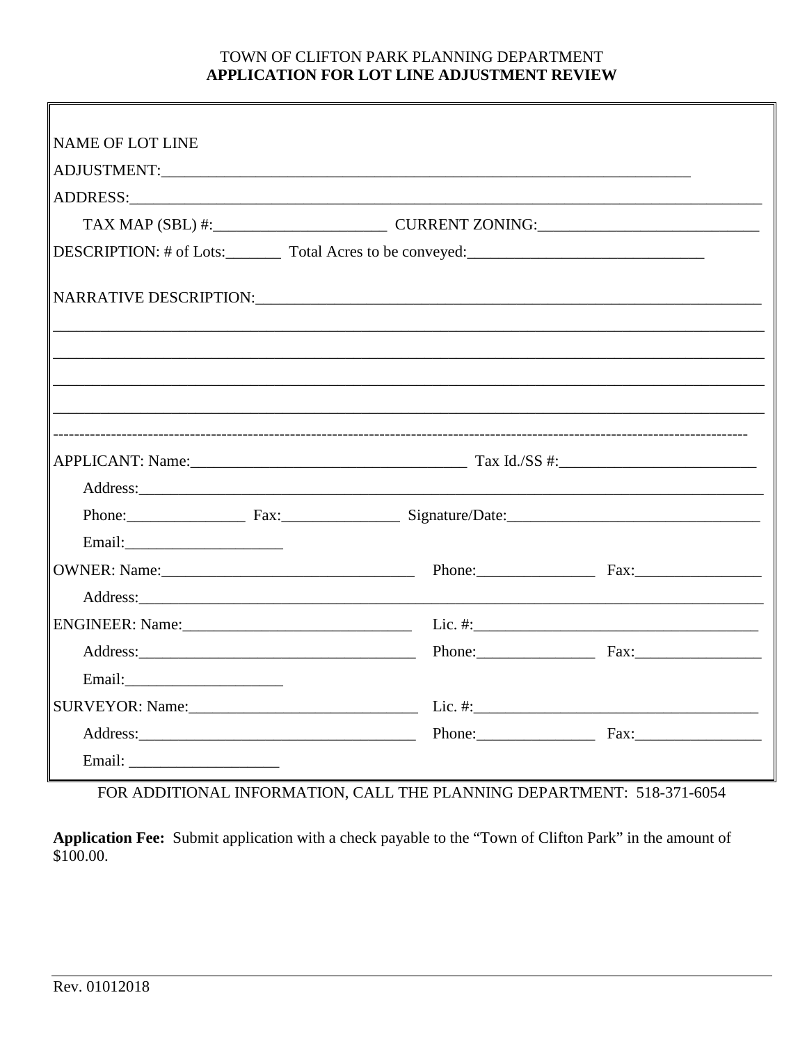TOWN OF CLIFTON PARK PLANNING DEPARTMENT

**APPLICATION FOR LOT LINE ADJUSTMENT REVIEW**

NAME OF LOT LINE ADJUSTMENT:_______________________________________________________________

ADDRESS:_______________________________________________________________________________

TAX MAP (SBL) #:_____________________ CURRENT ZONING:___________________________

DESCRIPTION: # of Lots:_______ Total Acres to be conveyed:_____________________________

NARRATIVE DESCRIPTION:_________________________________________________________________

_______________________________________________________________________________________

_______________________________________________________________________________________

_______________________________________________________________________________________

_______________________________________________________________________________________

---------------------------------------------------------------------------------------------------------------------------

APPLICANT: Name:___________________________________ Tax Id./SS #:_________________________

Address:_______________________________________________________________________________

Phone:_______________ Fax:_______________ Signature/Date:________________________________

Email:____________________

OWNER: Name:________________________________ Phone:_______________ Fax:________________

Address:_______________________________________________________________________________

ENGINEER: Name:_____________________________ Lic. #:____________________________________

Address:___________________________________ Phone:_______________ Fax:________________

Email:____________________

SURVEYOR: Name:_____________________________ Lic. #:____________________________________

Address:___________________________________ Phone:_______________ Fax:________________

Email: ___________________

FOR ADDITIONAL INFORMATION, CALL THE PLANNING DEPARTMENT: 518-371-6054

**Application Fee:** Submit application with a check payable to the "Town of Clifton Park" in the amount of $100.00.

Rev. 01012018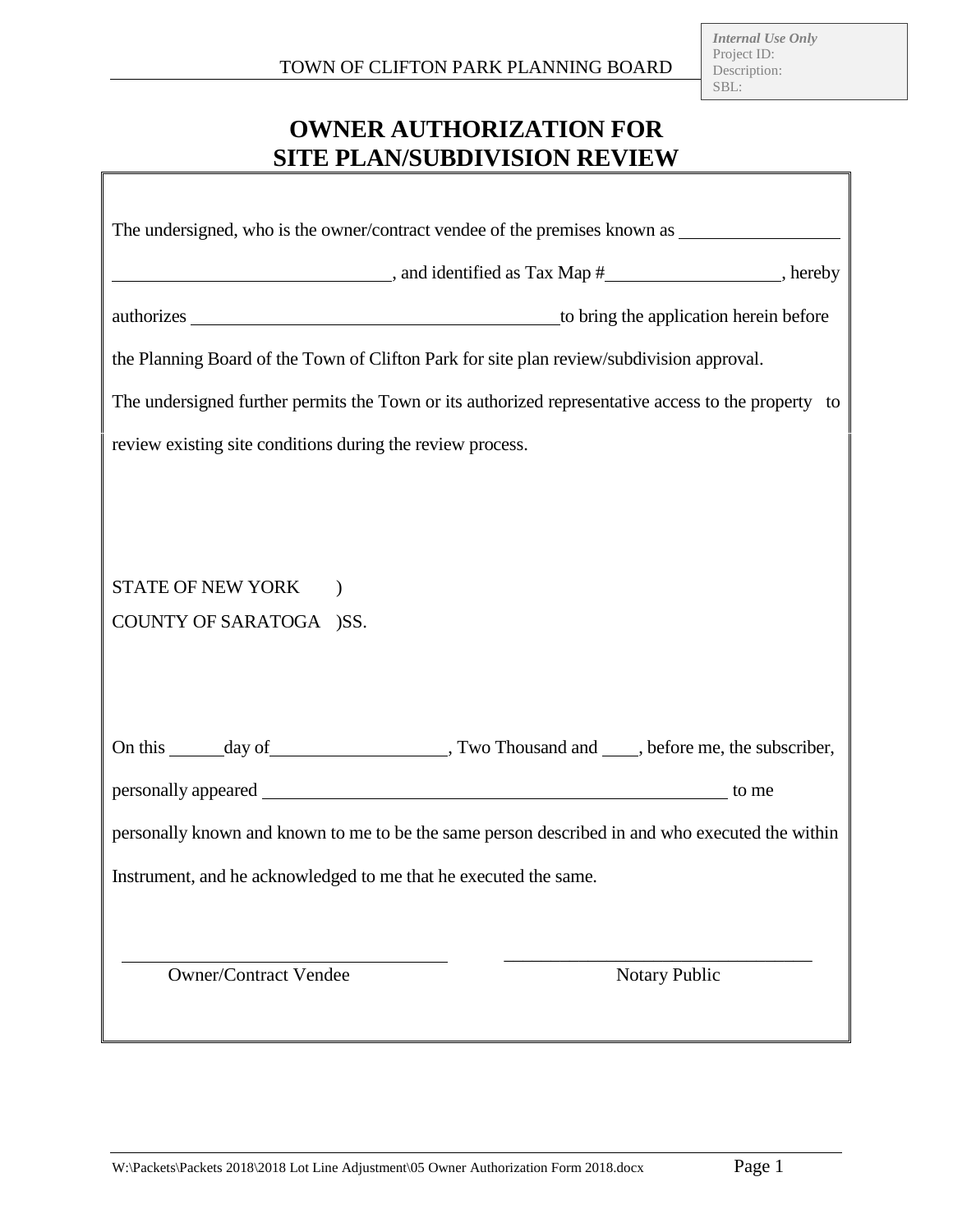TOWN OF CLIFTON PARK PLANNING BOARD

*Internal Use Only*
Project ID:
Description:
SBL:

# OWNER AUTHORIZATION FOR SITE PLAN/SUBDIVISION REVIEW

The undersigned, who is the owner/contract vendee of the premises known as ____________________ ____________________________________, and identified as Tax Map #______________________, hereby authorizes __________________________________________________ to bring the application herein before the Planning Board of the Town of Clifton Park for site plan review/subdivision approval.

The undersigned further permits the Town or its authorized representative access to the property to review existing site conditions during the review process.

STATE OF NEW YORK )
COUNTY OF SARATOGA )SS.

On this ______day of____________________, Two Thousand and ____, before me, the subscriber, personally appeared ______________________________________________________ to me personally known and known to me to be the same person described in and who executed the within Instrument, and he acknowledged to me that he executed the same.

______________________________ Owner/Contract Vendee

______________________________ Notary Public

W:\Packets\Packets 2018\2018 Lot Line Adjustment\05 Owner Authorization Form 2018.docx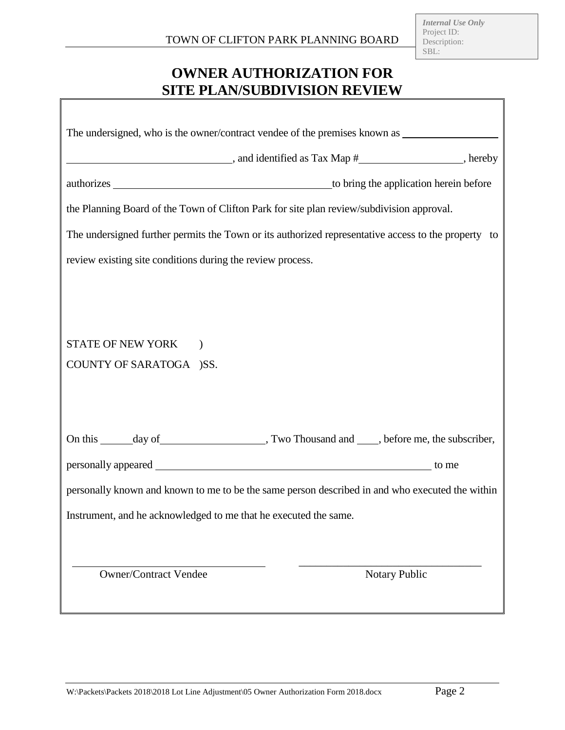*Internal Use Only*
Project ID:
Description:
SBL:

TOWN OF CLIFTON PARK PLANNING BOARD

# OWNER AUTHORIZATION FOR SITE PLAN/SUBDIVISION REVIEW

The undersigned, who is the owner/contract vendee of the premises known as __________________ ______________________________, and identified as Tax Map #__________________, hereby authorizes ________________________________________ to bring the application herein before the Planning Board of the Town of Clifton Park for site plan review/subdivision approval. The undersigned further permits the Town or its authorized representative access to the property to review existing site conditions during the review process.

STATE OF NEW YORK )
COUNTY OF SARATOGA )SS.

On this ______day of___________________, Two Thousand and ____, before me, the subscriber, personally appeared ____________________________________________________ to me personally known and known to me to be the same person described in and who executed the within Instrument, and he acknowledged to me that he executed the same.

_________________________________ Owner/Contract Vendee

_________________________________ Notary Public

W:\Packets\Packets 2018\2018 Lot Line Adjustment\05 Owner Authorization Form 2018.docx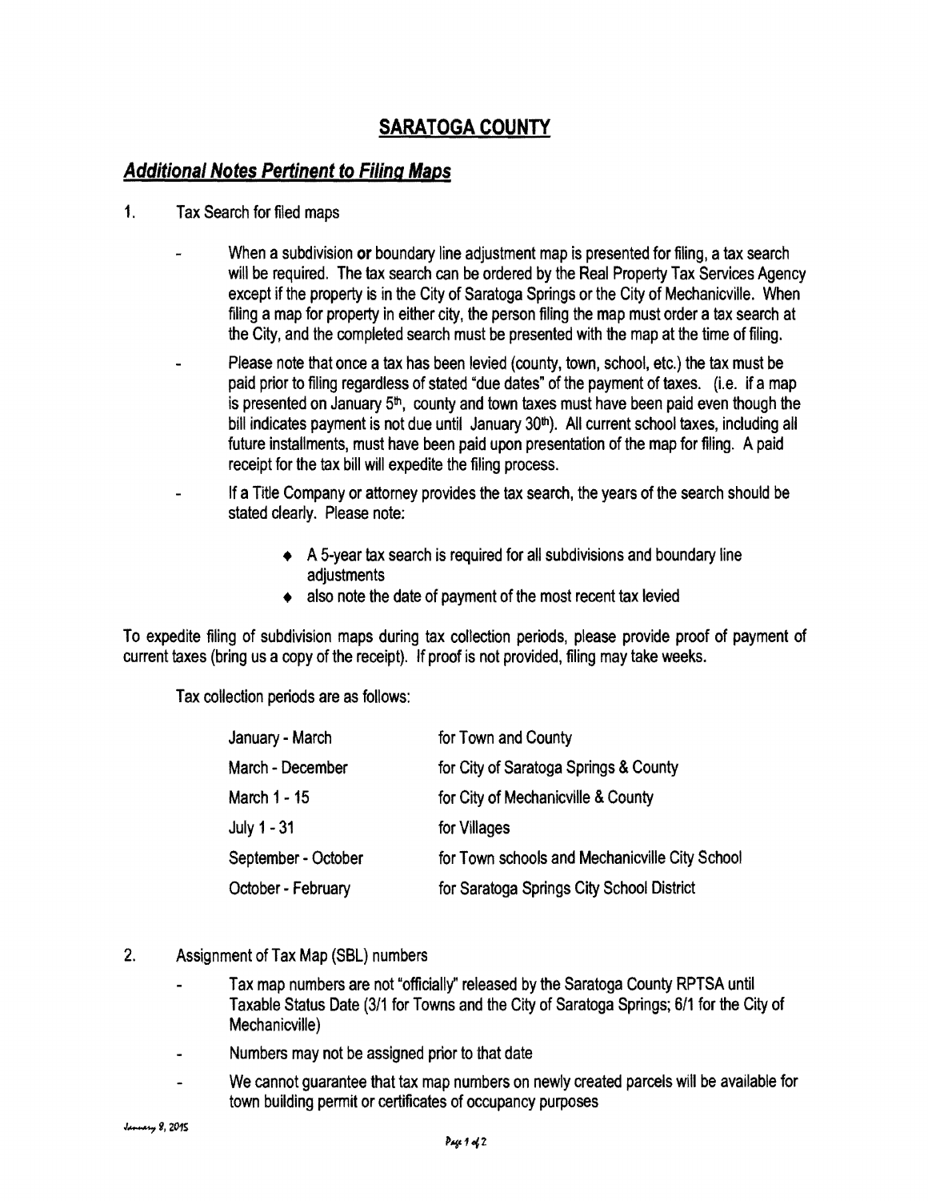# SARATOGA COUNTY

## *Additional Notes Pertinent to Filing Maps*

1. Tax Search for filed maps

   - When a subdivision **or** boundary line adjustment map is presented for filing, a tax search will be required. The tax search can be ordered by the Real Property Tax Services Agency except if the property is in the City of Saratoga Springs or the City of Mechanicville. When filing a map for property in either city, the person filing the map must order a tax search at the City, and the completed search must be presented with the map at the time of filing.
   - Please note that once a tax has been levied (county, town, school, etc.) the tax must be paid prior to filing regardless of stated "due dates" of the payment of taxes. (i.e. if a map is presented on January 5th, county and town taxes must have been paid even though the bill indicates payment is not due until January 30th). All current school taxes, including all future installments, must have been paid upon presentation of the map for filing. A paid receipt for the tax bill will expedite the filing process.
   - If a Title Company or attorney provides the tax search, the years of the search should be stated clearly. Please note:
     - A 5-year tax search is required for all subdivisions and boundary line adjustments
     - also note the date of payment of the most recent tax levied

To expedite filing of subdivision maps during tax collection periods, please provide proof of payment of current taxes (bring us a copy of the receipt). If proof is not provided, filing may take weeks.

Tax collection periods are as follows:

| | |
|---|---|
| January - March | for Town and County |
| March - December | for City of Saratoga Springs & County |
| March 1 - 15 | for City of Mechanicville & County |
| July 1 - 31 | for Villages |
| September - October | for Town schools and Mechanicville City School |
| October - February | for Saratoga Springs City School District |

2. Assignment of Tax Map (SBL) numbers

   - Tax map numbers are not "officially" released by the Saratoga County RPTSA until Taxable Status Date (3/1 for Towns and the City of Saratoga Springs; 6/1 for the City of Mechanicville)
   - Numbers may not be assigned prior to that date
   - We cannot guarantee that tax map numbers on newly created parcels will be available for town building permit or certificates of occupancy purposes

January 8, 2015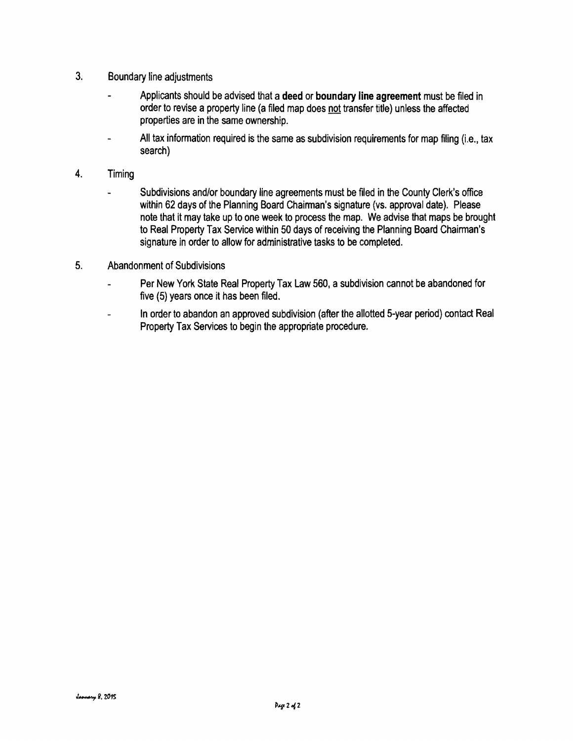3. Boundary line adjustments

   - Applicants should be advised that a **deed** or **boundary line agreement** must be filed in order to revise a property line (a filed map does not transfer title) unless the affected properties are in the same ownership.
   - All tax information required is the same as subdivision requirements for map filing (i.e., tax search)

4. Timing

   - Subdivisions and/or boundary line agreements must be filed in the County Clerk's office within 62 days of the Planning Board Chairman's signature (vs. approval date). Please note that it may take up to one week to process the map. We advise that maps be brought to Real Property Tax Service within 50 days of receiving the Planning Board Chairman's signature in order to allow for administrative tasks to be completed.

5. Abandonment of Subdivisions

   - Per New York State Real Property Tax Law 560, a subdivision cannot be abandoned for five (5) years once it has been filed.
   - In order to abandon an approved subdivision (after the allotted 5-year period) contact Real Property Tax Services to begin the appropriate procedure.

January 8, 2015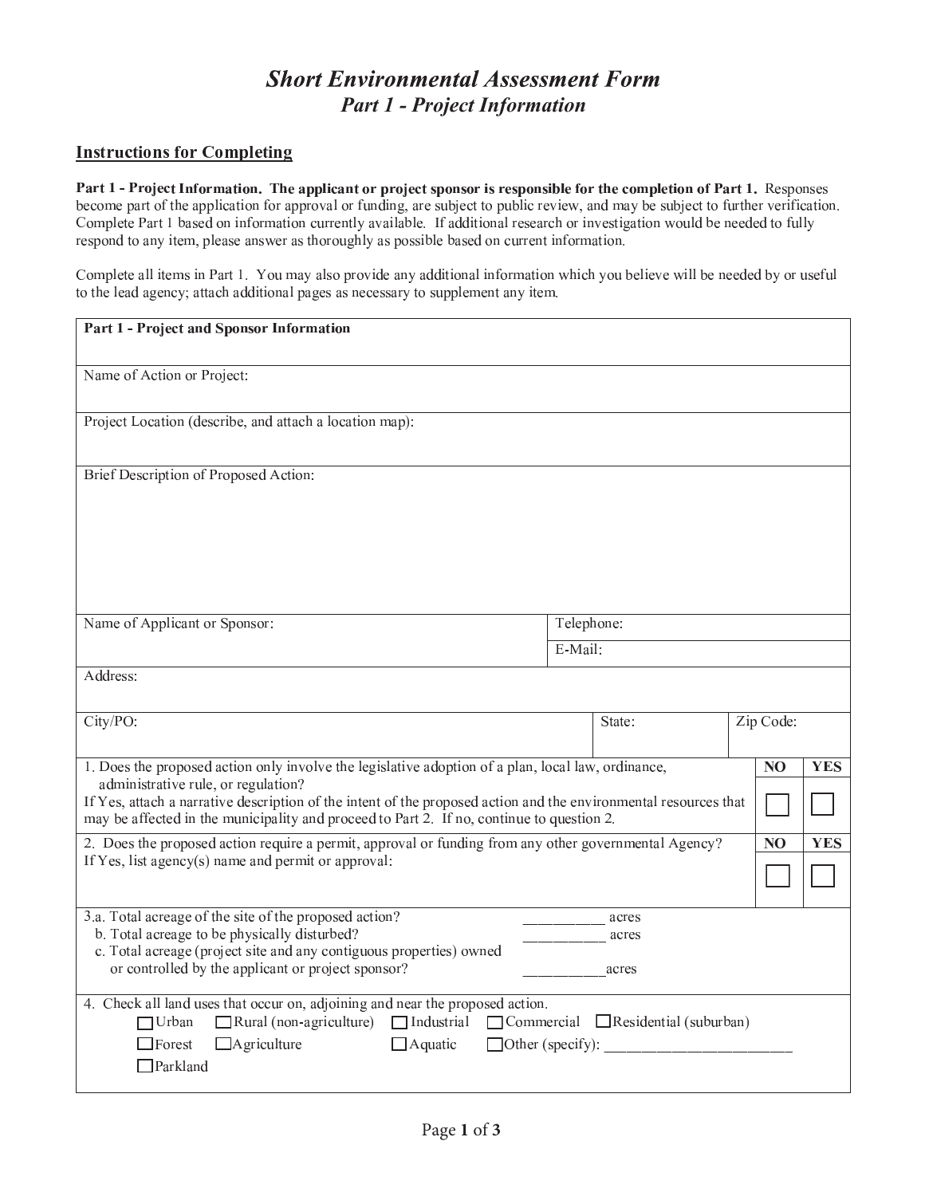# *Short Environmental Assessment Form*

## *Part 1 - Project Information*

### Instructions for Completing

**Part 1 - Project Information. The applicant or project sponsor is responsible for the completion of Part 1.** Responses become part of the application for approval or funding, are subject to public review, and may be subject to further verification. Complete Part 1 based on information currently available. If additional research or investigation would be needed to fully respond to any item, please answer as thoroughly as possible based on current information.

Complete all items in Part 1. You may also provide any additional information which you believe will be needed by or useful to the lead agency; attach additional pages as necessary to supplement any item.

| **Part 1 - Project and Sponsor Information** | | | | |
|---|---|---|---|---|
| Name of Action or Project: | | | | |
| Project Location (describe, and attach a location map): | | | | |
| Brief Description of Proposed Action: | | | | |
| Name of Applicant or Sponsor: | | Telephone: | | |
| | | E-Mail: | | |
| Address: | | | | |
| City/PO: | | State: | Zip Code: | |

| | NO | YES |
|---|---|---|
| 1. Does the proposed action only involve the legislative adoption of a plan, local law, ordinance, administrative rule, or regulation? If Yes, attach a narrative description of the intent of the proposed action and the environmental resources that may be affected in the municipality and proceed to Part 2. If no, continue to question 2. | ☐ | ☐ |
| 2. Does the proposed action require a permit, approval or funding from any other governmental Agency? If Yes, list agency(s) name and permit or approval: | ☐ | ☐ |

3.a. Total acreage of the site of the proposed action? __________ acres
b. Total acreage to be physically disturbed? __________ acres
c. Total acreage (project site and any contiguous properties) owned or controlled by the applicant or project sponsor? __________ acres

4. Check all land uses that occur on, adjoining and near the proposed action.
☐ Urban ☐ Rural (non-agriculture) ☐ Industrial ☐ Commercial ☐ Residential (suburban)
☐ Forest ☐ Agriculture ☐ Aquatic ☐ Other (specify): ________________________
☐ Parkland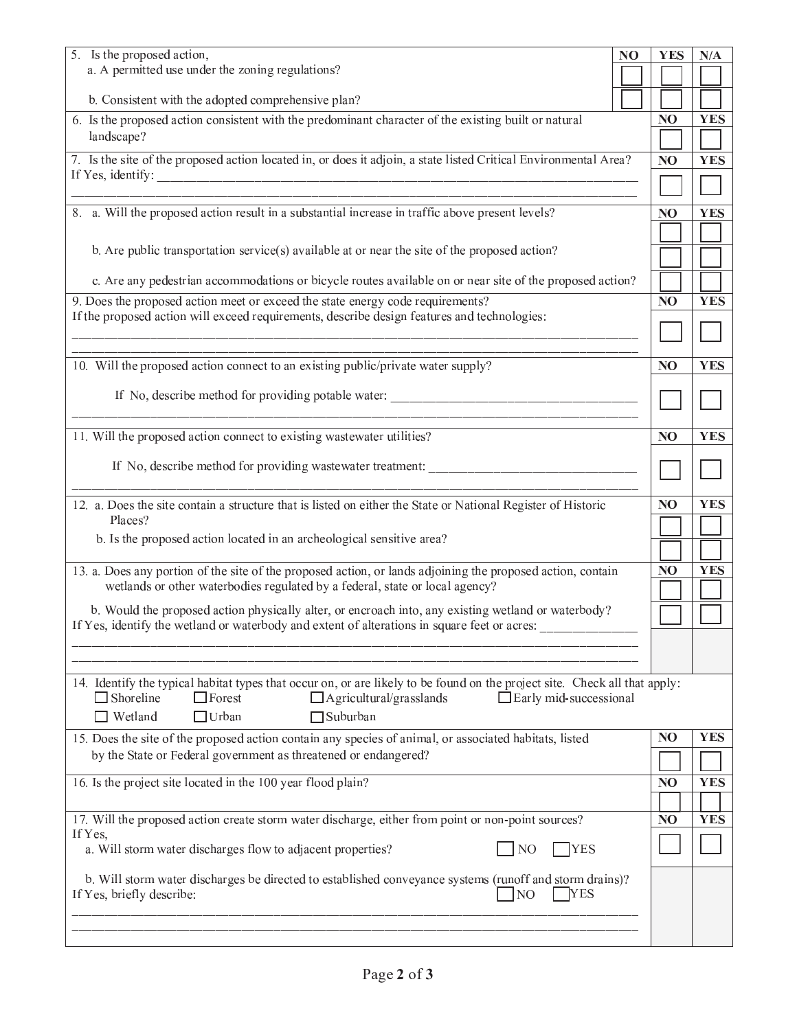| Question | NO | YES | N/A |
|---|---|---|---|
| 5. Is the proposed action, | | | |
| a. A permitted use under the zoning regulations? | ☐ | ☐ | ☐ |
| b. Consistent with the adopted comprehensive plan? | ☐ | ☐ | ☐ |

| Question | NO | YES |
|---|---|---|
| 6. Is the proposed action consistent with the predominant character of the existing built or natural landscape? | ☐ | ☐ |
| 7. Is the site of the proposed action located in, or does it adjoin, a state listed Critical Environmental Area? If Yes, identify: ______________________________ | ☐ | ☐ |
| 8. a. Will the proposed action result in a substantial increase in traffic above present levels? | ☐ | ☐ |
| b. Are public transportation service(s) available at or near the site of the proposed action? | ☐ | ☐ |
| c. Are any pedestrian accommodations or bicycle routes available on or near site of the proposed action? | ☐ | ☐ |
| 9. Does the proposed action meet or exceed the state energy code requirements? If the proposed action will exceed requirements, describe design features and technologies: ______________________________ | ☐ | ☐ |
| 10. Will the proposed action connect to an existing public/private water supply? If No, describe method for providing potable water: ______________________________ | ☐ | ☐ |
| 11. Will the proposed action connect to existing wastewater utilities? If No, describe method for providing wastewater treatment: ______________________________ | ☐ | ☐ |
| 12. a. Does the site contain a structure that is listed on either the State or National Register of Historic Places? | ☐ | ☐ |
| b. Is the proposed action located in an archeological sensitive area? | ☐ | ☐ |
| 13. a. Does any portion of the site of the proposed action, or lands adjoining the proposed action, contain wetlands or other waterbodies regulated by a federal, state or local agency? | ☐ | ☐ |
| b. Would the proposed action physically alter, or encroach into, any existing wetland or waterbody? If Yes, identify the wetland or waterbody and extent of alterations in square feet or acres: ______________________________ | ☐ | ☐ |

14. Identify the typical habitat types that occur on, or are likely to be found on the project site. Check all that apply:

☐ Shoreline ☐ Forest ☐ Agricultural/grasslands ☐ Early mid-successional
☐ Wetland ☐ Urban ☐ Suburban

| Question | NO | YES |
|---|---|---|
| 15. Does the site of the proposed action contain any species of animal, or associated habitats, listed by the State or Federal government as threatened or endangered? | ☐ | ☐ |
| 16. Is the project site located in the 100 year flood plain? | ☐ | ☐ |
| 17. Will the proposed action create storm water discharge, either from point or non-point sources? If Yes, | ☐ | ☐ |
| a. Will storm water discharges flow to adjacent properties? ☐ NO ☐ YES | | |
| b. Will storm water discharges be directed to established conveyance systems (runoff and storm drains)? If Yes, briefly describe: ☐ NO ☐ YES ______________________________ | | |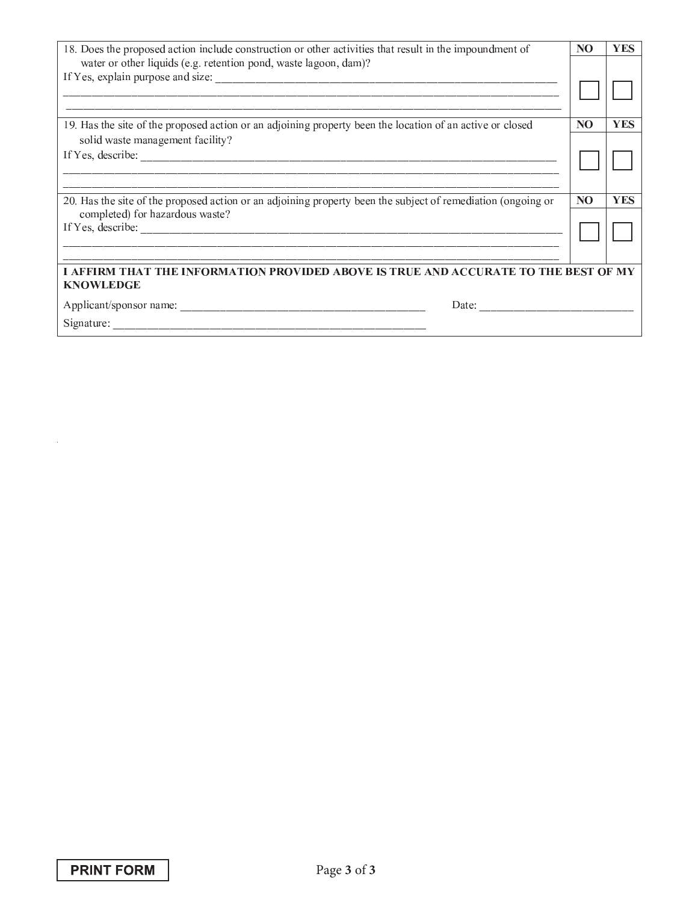| | NO | YES |
|---|---|---|
| 18. Does the proposed action include construction or other activities that result in the impoundment of water or other liquids (e.g. retention pond, waste lagoon, dam)?<br>If Yes, explain purpose and size: ___________________________ | ☐ | ☐ |
| 19. Has the site of the proposed action or an adjoining property been the location of an active or closed solid waste management facility?<br>If Yes, describe: ___________________________ | ☐ | ☐ |
| 20. Has the site of the proposed action or an adjoining property been the subject of remediation (ongoing or completed) for hazardous waste?<br>If Yes, describe: ___________________________ | ☐ | ☐ |

**I AFFIRM THAT THE INFORMATION PROVIDED ABOVE IS TRUE AND ACCURATE TO THE BEST OF MY KNOWLEDGE**

Applicant/sponsor name: ___________________________ Date: ___________________________

Signature: ___________________________

**PRINT FORM**